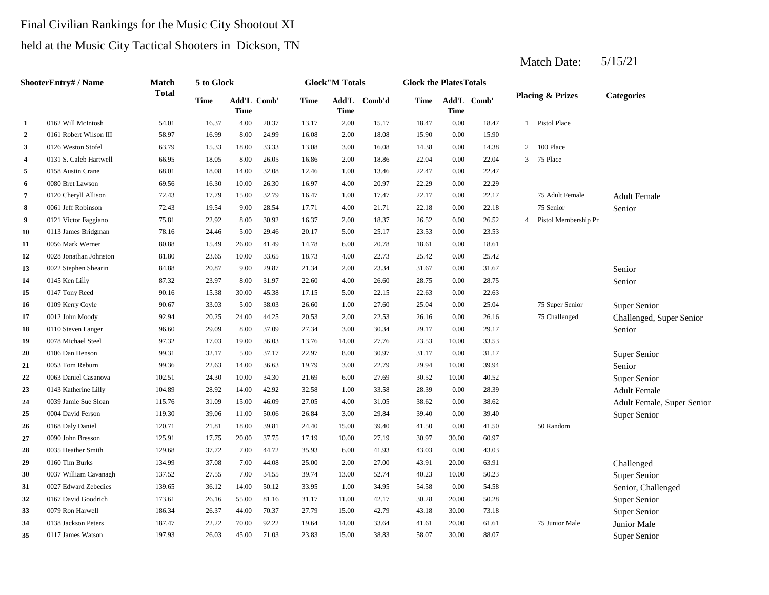Final Civilian Rankings for the Music City Shootout XI

held at the Music City Tactical Shooters in Dickson, TN

Match Date: 5/15/21

| | ShooterEntry# / Name | Match Total | 5 to Glock | | | Glock"M Totals | | | Glock the PlatesTotals | | | Placing & Prizes | | Categories |
|---|---|---|---|---|---|---|---|---|---|---|---|---|---|---|
| | | | Time | Add'L Time | Comb' | Time | Add'L Time | Comb'd | Time | Add'L Time | Comb' | | | |
| **1** | 0162 Will McIntosh | 54.01 | 16.37 | 4.00 | 20.37 | 13.17 | 2.00 | 15.17 | 18.47 | 0.00 | 18.47 | 1 | Pistol Place | |
| **2** | 0161 Robert Wilson III | 58.97 | 16.99 | 8.00 | 24.99 | 16.08 | 2.00 | 18.08 | 15.90 | 0.00 | 15.90 | | | |
| **3** | 0126 Weston Stofel | 63.79 | 15.33 | 18.00 | 33.33 | 13.08 | 3.00 | 16.08 | 14.38 | 0.00 | 14.38 | 2 | 100 Place | |
| **4** | 0131 S. Caleb Hartwell | 66.95 | 18.05 | 8.00 | 26.05 | 16.86 | 2.00 | 18.86 | 22.04 | 0.00 | 22.04 | 3 | 75 Place | |
| **5** | 0158 Austin Crane | 68.01 | 18.08 | 14.00 | 32.08 | 12.46 | 1.00 | 13.46 | 22.47 | 0.00 | 22.47 | | | |
| **6** | 0080 Bret Lawson | 69.56 | 16.30 | 10.00 | 26.30 | 16.97 | 4.00 | 20.97 | 22.29 | 0.00 | 22.29 | | | |
| **7** | 0120 Cheryll Allison | 72.43 | 17.79 | 15.00 | 32.79 | 16.47 | 1.00 | 17.47 | 22.17 | 0.00 | 22.17 | | 75 Adult Female | Adult Female |
| **8** | 0061 Jeff Robinson | 72.43 | 19.54 | 9.00 | 28.54 | 17.71 | 4.00 | 21.71 | 22.18 | 0.00 | 22.18 | | 75 Senior | Senior |
| **9** | 0121 Victor Faggiano | 75.81 | 22.92 | 8.00 | 30.92 | 16.37 | 2.00 | 18.37 | 26.52 | 0.00 | 26.52 | 4 | Pistol Membership Pr | |
| **10** | 0113 James Bridgman | 78.16 | 24.46 | 5.00 | 29.46 | 20.17 | 5.00 | 25.17 | 23.53 | 0.00 | 23.53 | | | |
| **11** | 0056 Mark Werner | 80.88 | 15.49 | 26.00 | 41.49 | 14.78 | 6.00 | 20.78 | 18.61 | 0.00 | 18.61 | | | |
| **12** | 0028 Jonathan Johnston | 81.80 | 23.65 | 10.00 | 33.65 | 18.73 | 4.00 | 22.73 | 25.42 | 0.00 | 25.42 | | | |
| **13** | 0022 Stephen Shearin | 84.88 | 20.87 | 9.00 | 29.87 | 21.34 | 2.00 | 23.34 | 31.67 | 0.00 | 31.67 | | | Senior |
| **14** | 0145 Ken Lilly | 87.32 | 23.97 | 8.00 | 31.97 | 22.60 | 4.00 | 26.60 | 28.75 | 0.00 | 28.75 | | | Senior |
| **15** | 0147 Tony Reed | 90.16 | 15.38 | 30.00 | 45.38 | 17.15 | 5.00 | 22.15 | 22.63 | 0.00 | 22.63 | | | |
| **16** | 0109 Kerry Coyle | 90.67 | 33.03 | 5.00 | 38.03 | 26.60 | 1.00 | 27.60 | 25.04 | 0.00 | 25.04 | | 75 Super Senior | Super Senior |
| **17** | 0012 John Moody | 92.94 | 20.25 | 24.00 | 44.25 | 20.53 | 2.00 | 22.53 | 26.16 | 0.00 | 26.16 | | 75 Challenged | Challenged, Super Senior |
| **18** | 0110 Steven Langer | 96.60 | 29.09 | 8.00 | 37.09 | 27.34 | 3.00 | 30.34 | 29.17 | 0.00 | 29.17 | | | Senior |
| **19** | 0078 Michael Steel | 97.32 | 17.03 | 19.00 | 36.03 | 13.76 | 14.00 | 27.76 | 23.53 | 10.00 | 33.53 | | | |
| **20** | 0106 Dan Henson | 99.31 | 32.17 | 5.00 | 37.17 | 22.97 | 8.00 | 30.97 | 31.17 | 0.00 | 31.17 | | | Super Senior |
| **21** | 0053 Tom Reburn | 99.36 | 22.63 | 14.00 | 36.63 | 19.79 | 3.00 | 22.79 | 29.94 | 10.00 | 39.94 | | | Senior |
| **22** | 0063 Daniel Casanova | 102.51 | 24.30 | 10.00 | 34.30 | 21.69 | 6.00 | 27.69 | 30.52 | 10.00 | 40.52 | | | Super Senior |
| **23** | 0143 Katherine Lilly | 104.89 | 28.92 | 14.00 | 42.92 | 32.58 | 1.00 | 33.58 | 28.39 | 0.00 | 28.39 | | | Adult Female |
| **24** | 0039 Jamie Sue Sloan | 115.76 | 31.09 | 15.00 | 46.09 | 27.05 | 4.00 | 31.05 | 38.62 | 0.00 | 38.62 | | | Adult Female, Super Senior |
| **25** | 0004 David Ferson | 119.30 | 39.06 | 11.00 | 50.06 | 26.84 | 3.00 | 29.84 | 39.40 | 0.00 | 39.40 | | | Super Senior |
| **26** | 0168 Daly Daniel | 120.71 | 21.81 | 18.00 | 39.81 | 24.40 | 15.00 | 39.40 | 41.50 | 0.00 | 41.50 | | 50 Random | |
| **27** | 0090 John Bresson | 125.91 | 17.75 | 20.00 | 37.75 | 17.19 | 10.00 | 27.19 | 30.97 | 30.00 | 60.97 | | | |
| **28** | 0035 Heather Smith | 129.68 | 37.72 | 7.00 | 44.72 | 35.93 | 6.00 | 41.93 | 43.03 | 0.00 | 43.03 | | | |
| **29** | 0160 Tim Burks | 134.99 | 37.08 | 7.00 | 44.08 | 25.00 | 2.00 | 27.00 | 43.91 | 20.00 | 63.91 | | | Challenged |
| **30** | 0037 William Cavanagh | 137.52 | 27.55 | 7.00 | 34.55 | 39.74 | 13.00 | 52.74 | 40.23 | 10.00 | 50.23 | | | Super Senior |
| **31** | 0027 Edward Zebedies | 139.65 | 36.12 | 14.00 | 50.12 | 33.95 | 1.00 | 34.95 | 54.58 | 0.00 | 54.58 | | | Senior, Challenged |
| **32** | 0167 David Goodrich | 173.61 | 26.16 | 55.00 | 81.16 | 31.17 | 11.00 | 42.17 | 30.28 | 20.00 | 50.28 | | | Super Senior |
| **33** | 0079 Ron Harwell | 186.34 | 26.37 | 44.00 | 70.37 | 27.79 | 15.00 | 42.79 | 43.18 | 30.00 | 73.18 | | | Super Senior |
| **34** | 0138 Jackson Peters | 187.47 | 22.22 | 70.00 | 92.22 | 19.64 | 14.00 | 33.64 | 41.61 | 20.00 | 61.61 | | 75 Junior Male | Junior Male |
| **35** | 0117 James Watson | 197.93 | 26.03 | 45.00 | 71.03 | 23.83 | 15.00 | 38.83 | 58.07 | 30.00 | 88.07 | | | Super Senior |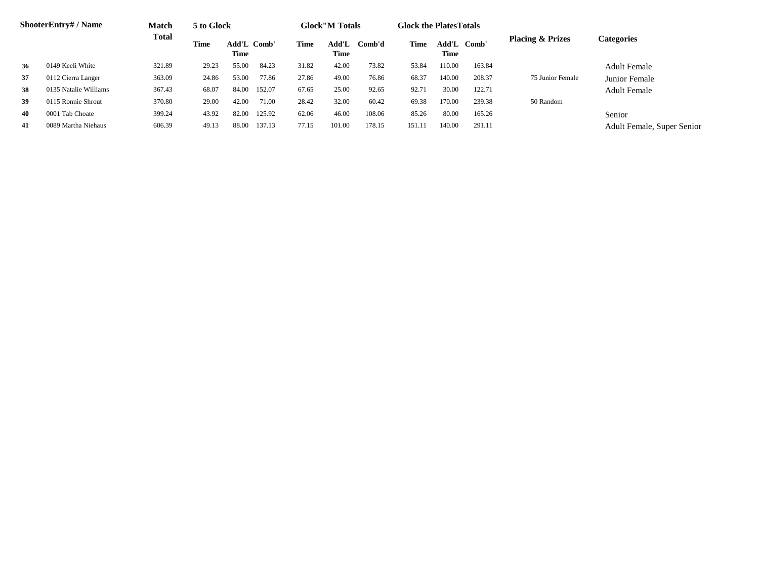| Shooter | Entry# / Name | Match Total | 5 to Glock | | | Glock"M Totals | | | Glock the Plates Totals | | | Placing & Prizes | Categories |
|---|---|---|---|---|---|---|---|---|---|---|---|---|---|
| | | | Time | Add'L Time | Comb' | Time | Add'L Time | Comb'd | Time | Add'L Time | Comb' | | |
| 36 | 0149 Keeli White | 321.89 | 29.23 | 55.00 | 84.23 | 31.82 | 42.00 | 73.82 | 53.84 | 110.00 | 163.84 | | Adult Female |
| 37 | 0112 Cierra Langer | 363.09 | 24.86 | 53.00 | 77.86 | 27.86 | 49.00 | 76.86 | 68.37 | 140.00 | 208.37 | 75 Junior Female | Junior Female |
| 38 | 0135 Natalie Williams | 367.43 | 68.07 | 84.00 | 152.07 | 67.65 | 25.00 | 92.65 | 92.71 | 30.00 | 122.71 | | Adult Female |
| 39 | 0115 Ronnie Shrout | 370.80 | 29.00 | 42.00 | 71.00 | 28.42 | 32.00 | 60.42 | 69.38 | 170.00 | 239.38 | 50 Random | |
| 40 | 0001 Tab Choate | 399.24 | 43.92 | 82.00 | 125.92 | 62.06 | 46.00 | 108.06 | 85.26 | 80.00 | 165.26 | | Senior |
| 41 | 0089 Martha Niehaus | 606.39 | 49.13 | 88.00 | 137.13 | 77.15 | 101.00 | 178.15 | 151.11 | 140.00 | 291.11 | | Adult Female, Super Senior |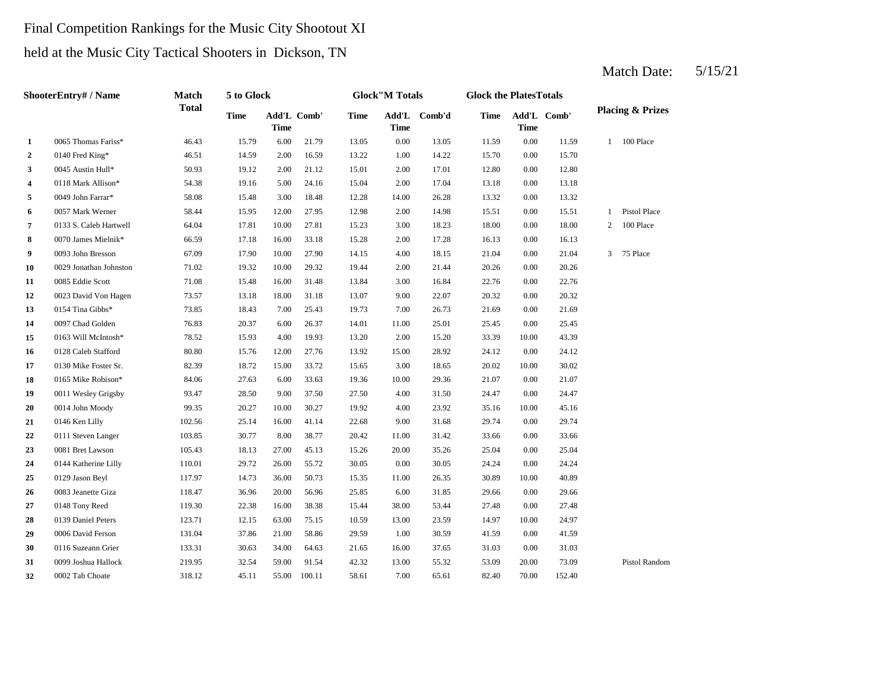Final Competition Rankings for the Music City Shootout XI

held at the Music City Tactical Shooters in Dickson, TN

Match Date: 5/15/21

| | ShooterEntry# / Name | Match Total | 5 to Glock | | | Glock"M Totals | | | Glock the PlatesTotals | | | Placing & Prizes | |
|---|---|---|---|---|---|---|---|---|---|---|---|---|---|
| | | | Time | Add'L Time | Comb' | Time | Add'L Time | Comb'd | Time | Add'L Time | Comb' | | |
| 1 | 0065 Thomas Fariss* | 46.43 | 15.79 | 6.00 | 21.79 | 13.05 | 0.00 | 13.05 | 11.59 | 0.00 | 11.59 | 1 | 100 Place |
| 2 | 0140 Fred King* | 46.51 | 14.59 | 2.00 | 16.59 | 13.22 | 1.00 | 14.22 | 15.70 | 0.00 | 15.70 | | |
| 3 | 0045 Austin Hull* | 50.93 | 19.12 | 2.00 | 21.12 | 15.01 | 2.00 | 17.01 | 12.80 | 0.00 | 12.80 | | |
| 4 | 0118 Mark Allison* | 54.38 | 19.16 | 5.00 | 24.16 | 15.04 | 2.00 | 17.04 | 13.18 | 0.00 | 13.18 | | |
| 5 | 0049 John Farrar* | 58.08 | 15.48 | 3.00 | 18.48 | 12.28 | 14.00 | 26.28 | 13.32 | 0.00 | 13.32 | | |
| 6 | 0057 Mark Werner | 58.44 | 15.95 | 12.00 | 27.95 | 12.98 | 2.00 | 14.98 | 15.51 | 0.00 | 15.51 | 1 | Pistol Place |
| 7 | 0133 S. Caleb Hartwell | 64.04 | 17.81 | 10.00 | 27.81 | 15.23 | 3.00 | 18.23 | 18.00 | 0.00 | 18.00 | 2 | 100 Place |
| 8 | 0070 James Mielnik* | 66.59 | 17.18 | 16.00 | 33.18 | 15.28 | 2.00 | 17.28 | 16.13 | 0.00 | 16.13 | | |
| 9 | 0093 John Bresson | 67.09 | 17.90 | 10.00 | 27.90 | 14.15 | 4.00 | 18.15 | 21.04 | 0.00 | 21.04 | 3 | 75 Place |
| 10 | 0029 Jonathan Johnston | 71.02 | 19.32 | 10.00 | 29.32 | 19.44 | 2.00 | 21.44 | 20.26 | 0.00 | 20.26 | | |
| 11 | 0085 Eddie Scott | 71.08 | 15.48 | 16.00 | 31.48 | 13.84 | 3.00 | 16.84 | 22.76 | 0.00 | 22.76 | | |
| 12 | 0023 David Von Hagen | 73.57 | 13.18 | 18.00 | 31.18 | 13.07 | 9.00 | 22.07 | 20.32 | 0.00 | 20.32 | | |
| 13 | 0154 Tina Gibbs* | 73.85 | 18.43 | 7.00 | 25.43 | 19.73 | 7.00 | 26.73 | 21.69 | 0.00 | 21.69 | | |
| 14 | 0097 Chad Golden | 76.83 | 20.37 | 6.00 | 26.37 | 14.01 | 11.00 | 25.01 | 25.45 | 0.00 | 25.45 | | |
| 15 | 0163 Will McIntosh* | 78.52 | 15.93 | 4.00 | 19.93 | 13.20 | 2.00 | 15.20 | 33.39 | 10.00 | 43.39 | | |
| 16 | 0128 Caleb Stafford | 80.80 | 15.76 | 12.00 | 27.76 | 13.92 | 15.00 | 28.92 | 24.12 | 0.00 | 24.12 | | |
| 17 | 0130 Mike Foster Sr. | 82.39 | 18.72 | 15.00 | 33.72 | 15.65 | 3.00 | 18.65 | 20.02 | 10.00 | 30.02 | | |
| 18 | 0165 Mike Robison* | 84.06 | 27.63 | 6.00 | 33.63 | 19.36 | 10.00 | 29.36 | 21.07 | 0.00 | 21.07 | | |
| 19 | 0011 Wesley Grigsby | 93.47 | 28.50 | 9.00 | 37.50 | 27.50 | 4.00 | 31.50 | 24.47 | 0.00 | 24.47 | | |
| 20 | 0014 John Moody | 99.35 | 20.27 | 10.00 | 30.27 | 19.92 | 4.00 | 23.92 | 35.16 | 10.00 | 45.16 | | |
| 21 | 0146 Ken Lilly | 102.56 | 25.14 | 16.00 | 41.14 | 22.68 | 9.00 | 31.68 | 29.74 | 0.00 | 29.74 | | |
| 22 | 0111 Steven Langer | 103.85 | 30.77 | 8.00 | 38.77 | 20.42 | 11.00 | 31.42 | 33.66 | 0.00 | 33.66 | | |
| 23 | 0081 Bret Lawson | 105.43 | 18.13 | 27.00 | 45.13 | 15.26 | 20.00 | 35.26 | 25.04 | 0.00 | 25.04 | | |
| 24 | 0144 Katherine Lilly | 110.01 | 29.72 | 26.00 | 55.72 | 30.05 | 0.00 | 30.05 | 24.24 | 0.00 | 24.24 | | |
| 25 | 0129 Jason Beyl | 117.97 | 14.73 | 36.00 | 50.73 | 15.35 | 11.00 | 26.35 | 30.89 | 10.00 | 40.89 | | |
| 26 | 0083 Jeanette Giza | 118.47 | 36.96 | 20.00 | 56.96 | 25.85 | 6.00 | 31.85 | 29.66 | 0.00 | 29.66 | | |
| 27 | 0148 Tony Reed | 119.30 | 22.38 | 16.00 | 38.38 | 15.44 | 38.00 | 53.44 | 27.48 | 0.00 | 27.48 | | |
| 28 | 0139 Daniel Peters | 123.71 | 12.15 | 63.00 | 75.15 | 10.59 | 13.00 | 23.59 | 14.97 | 10.00 | 24.97 | | |
| 29 | 0006 David Ferson | 131.04 | 37.86 | 21.00 | 58.86 | 29.59 | 1.00 | 30.59 | 41.59 | 0.00 | 41.59 | | |
| 30 | 0116 Suzeann Grier | 133.31 | 30.63 | 34.00 | 64.63 | 21.65 | 16.00 | 37.65 | 31.03 | 0.00 | 31.03 | | |
| 31 | 0099 Joshua Hallock | 219.95 | 32.54 | 59.00 | 91.54 | 42.32 | 13.00 | 55.32 | 53.09 | 20.00 | 73.09 | | Pistol Random |
| 32 | 0002 Tab Choate | 318.12 | 45.11 | 55.00 | 100.11 | 58.61 | 7.00 | 65.61 | 82.40 | 70.00 | 152.40 | | |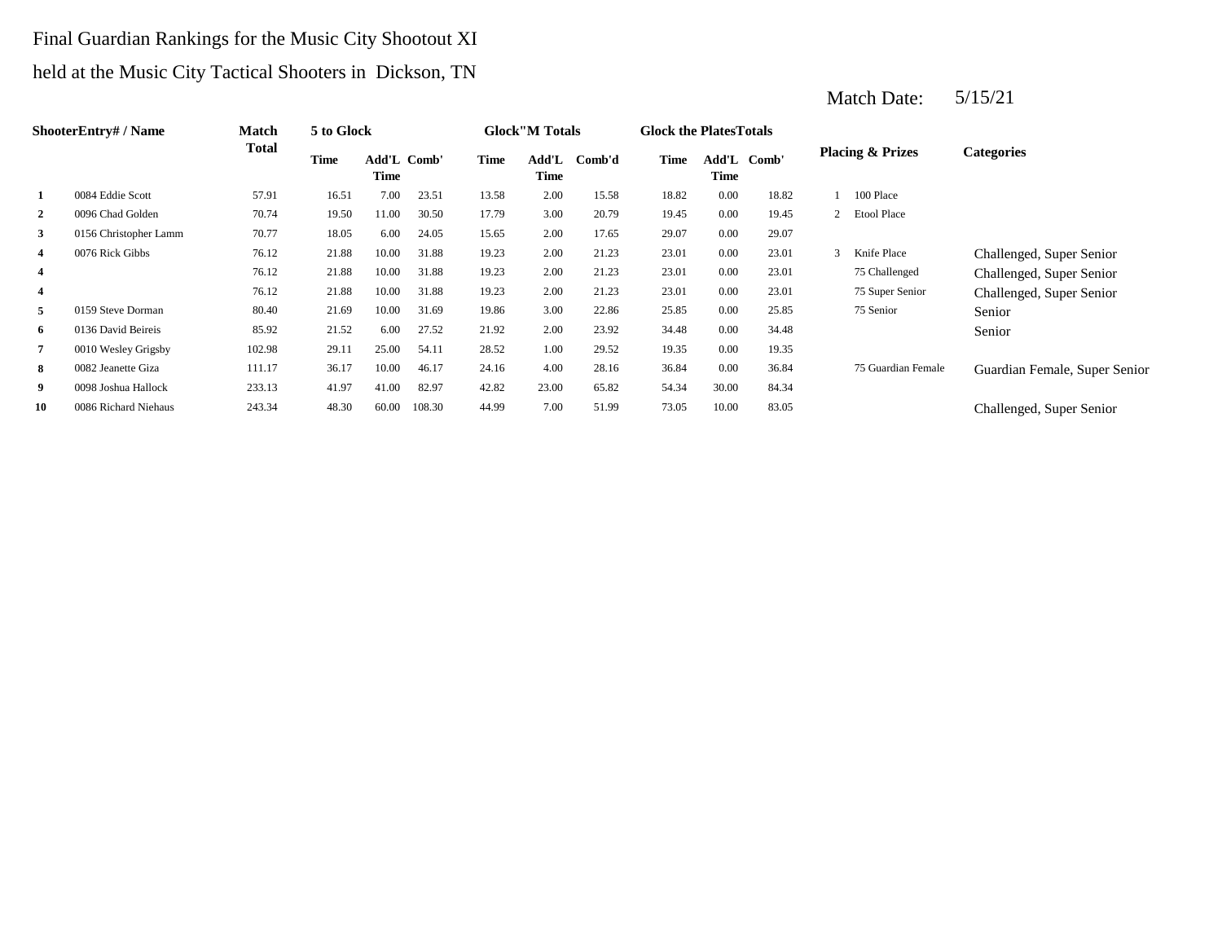Final Guardian Rankings for the Music City Shootout XI

held at the Music City Tactical Shooters in Dickson, TN

Match Date: 5/15/21

| Shooter | Entry# / Name | Match Total | 5 to Glock | | | Glock"M Totals | | | Glock the Plates Totals | | | Placing & Prizes | | Categories |
|---|---|---|---|---|---|---|---|---|---|---|---|---|---|---|
| | | | Time | Add'L Time | Comb' | Time | Add'L Time | Comb'd | Time | Add'L Time | Comb' | | | |
| 1 | 0084 Eddie Scott | 57.91 | 16.51 | 7.00 | 23.51 | 13.58 | 2.00 | 15.58 | 18.82 | 0.00 | 18.82 | 1 | 100 Place | |
| 2 | 0096 Chad Golden | 70.74 | 19.50 | 11.00 | 30.50 | 17.79 | 3.00 | 20.79 | 19.45 | 0.00 | 19.45 | 2 | Etool Place | |
| 3 | 0156 Christopher Lamm | 70.77 | 18.05 | 6.00 | 24.05 | 15.65 | 2.00 | 17.65 | 29.07 | 0.00 | 29.07 | | | |
| 4 | 0076 Rick Gibbs | 76.12 | 21.88 | 10.00 | 31.88 | 19.23 | 2.00 | 21.23 | 23.01 | 0.00 | 23.01 | 3 | Knife Place | Challenged, Super Senior |
| 4 | | 76.12 | 21.88 | 10.00 | 31.88 | 19.23 | 2.00 | 21.23 | 23.01 | 0.00 | 23.01 | | 75 Challenged | Challenged, Super Senior |
| 4 | | 76.12 | 21.88 | 10.00 | 31.88 | 19.23 | 2.00 | 21.23 | 23.01 | 0.00 | 23.01 | | 75 Super Senior | Challenged, Super Senior |
| 5 | 0159 Steve Dorman | 80.40 | 21.69 | 10.00 | 31.69 | 19.86 | 3.00 | 22.86 | 25.85 | 0.00 | 25.85 | | 75 Senior | Senior |
| 6 | 0136 David Beireis | 85.92 | 21.52 | 6.00 | 27.52 | 21.92 | 2.00 | 23.92 | 34.48 | 0.00 | 34.48 | | | Senior |
| 7 | 0010 Wesley Grigsby | 102.98 | 29.11 | 25.00 | 54.11 | 28.52 | 1.00 | 29.52 | 19.35 | 0.00 | 19.35 | | | |
| 8 | 0082 Jeanette Giza | 111.17 | 36.17 | 10.00 | 46.17 | 24.16 | 4.00 | 28.16 | 36.84 | 0.00 | 36.84 | | 75 Guardian Female | Guardian Female, Super Senior |
| 9 | 0098 Joshua Hallock | 233.13 | 41.97 | 41.00 | 82.97 | 42.82 | 23.00 | 65.82 | 54.34 | 30.00 | 84.34 | | | |
| 10 | 0086 Richard Niehaus | 243.34 | 48.30 | 60.00 | 108.30 | 44.99 | 7.00 | 51.99 | 73.05 | 10.00 | 83.05 | | | Challenged, Super Senior |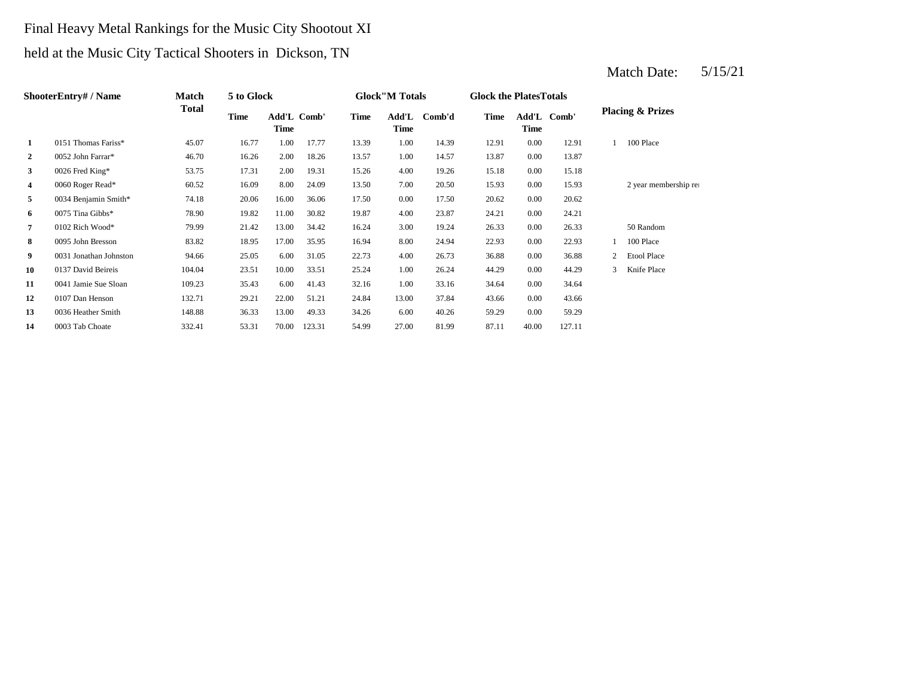Final Heavy Metal Rankings for the Music City Shootout XI

held at the Music City Tactical Shooters in Dickson, TN

Match Date: 5/15/21

| Shooter | Entry# / Name | Match Total | 5 to Glock | | | Glock"M Totals | | | Glock the Plates Totals | | | Placing & Prizes | |
|---|---|---|---|---|---|---|---|---|---|---|---|---|---|
| | | | Time | Add'L Time | Comb' | Time | Add'L Time | Comb'd | Time | Add'L Time | Comb' | | |
| 1 | 0151 Thomas Fariss* | 45.07 | 16.77 | 1.00 | 17.77 | 13.39 | 1.00 | 14.39 | 12.91 | 0.00 | 12.91 | 1 | 100 Place |
| 2 | 0052 John Farrar* | 46.70 | 16.26 | 2.00 | 18.26 | 13.57 | 1.00 | 14.57 | 13.87 | 0.00 | 13.87 | | |
| 3 | 0026 Fred King* | 53.75 | 17.31 | 2.00 | 19.31 | 15.26 | 4.00 | 19.26 | 15.18 | 0.00 | 15.18 | | |
| 4 | 0060 Roger Read* | 60.52 | 16.09 | 8.00 | 24.09 | 13.50 | 7.00 | 20.50 | 15.93 | 0.00 | 15.93 | | 2 year membership re |
| 5 | 0034 Benjamin Smith* | 74.18 | 20.06 | 16.00 | 36.06 | 17.50 | 0.00 | 17.50 | 20.62 | 0.00 | 20.62 | | |
| 6 | 0075 Tina Gibbs* | 78.90 | 19.82 | 11.00 | 30.82 | 19.87 | 4.00 | 23.87 | 24.21 | 0.00 | 24.21 | | |
| 7 | 0102 Rich Wood* | 79.99 | 21.42 | 13.00 | 34.42 | 16.24 | 3.00 | 19.24 | 26.33 | 0.00 | 26.33 | | 50 Random |
| 8 | 0095 John Bresson | 83.82 | 18.95 | 17.00 | 35.95 | 16.94 | 8.00 | 24.94 | 22.93 | 0.00 | 22.93 | 1 | 100 Place |
| 9 | 0031 Jonathan Johnston | 94.66 | 25.05 | 6.00 | 31.05 | 22.73 | 4.00 | 26.73 | 36.88 | 0.00 | 36.88 | 2 | Etool Place |
| 10 | 0137 David Beireis | 104.04 | 23.51 | 10.00 | 33.51 | 25.24 | 1.00 | 26.24 | 44.29 | 0.00 | 44.29 | 3 | Knife Place |
| 11 | 0041 Jamie Sue Sloan | 109.23 | 35.43 | 6.00 | 41.43 | 32.16 | 1.00 | 33.16 | 34.64 | 0.00 | 34.64 | | |
| 12 | 0107 Dan Henson | 132.71 | 29.21 | 22.00 | 51.21 | 24.84 | 13.00 | 37.84 | 43.66 | 0.00 | 43.66 | | |
| 13 | 0036 Heather Smith | 148.88 | 36.33 | 13.00 | 49.33 | 34.26 | 6.00 | 40.26 | 59.29 | 0.00 | 59.29 | | |
| 14 | 0003 Tab Choate | 332.41 | 53.31 | 70.00 | 123.31 | 54.99 | 27.00 | 81.99 | 87.11 | 40.00 | 127.11 | | |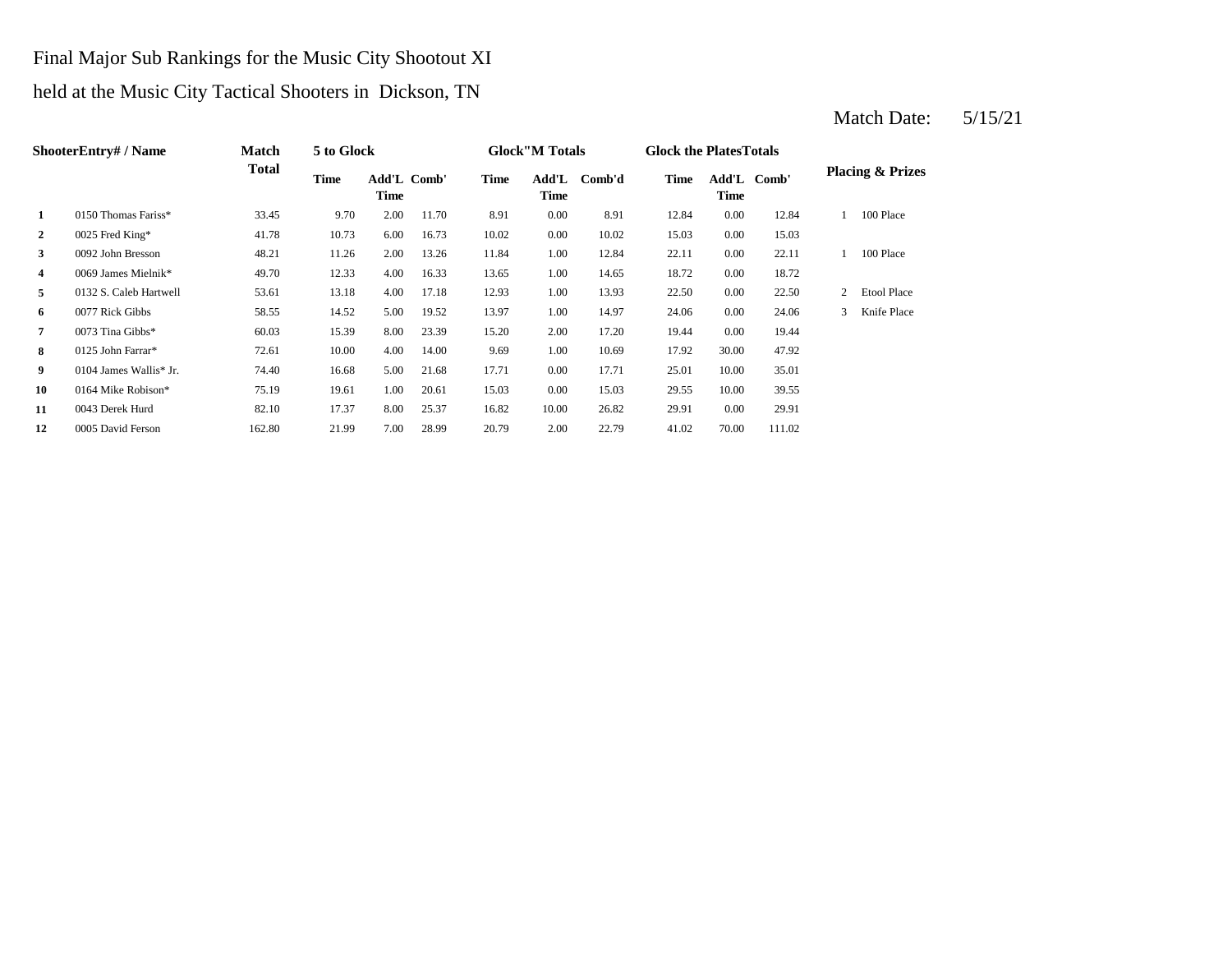Final Major Sub Rankings for the Music City Shootout XI

held at the Music City Tactical Shooters in Dickson, TN

Match Date: 5/15/21

| Shooter | Entry# / Name | Match Total | 5 to Glock Time | Add'L Time | Comb' | Glock"M Totals Time | Add'L Time | Comb'd | Glock the Plates Totals Time | Add'L Time | Comb' | Placing & Prizes | |
|---|---|---|---|---|---|---|---|---|---|---|---|---|---|
| 1 | 0150 Thomas Fariss* | 33.45 | 9.70 | 2.00 | 11.70 | 8.91 | 0.00 | 8.91 | 12.84 | 0.00 | 12.84 | 1 | 100 Place |
| 2 | 0025 Fred King* | 41.78 | 10.73 | 6.00 | 16.73 | 10.02 | 0.00 | 10.02 | 15.03 | 0.00 | 15.03 | | |
| 3 | 0092 John Bresson | 48.21 | 11.26 | 2.00 | 13.26 | 11.84 | 1.00 | 12.84 | 22.11 | 0.00 | 22.11 | 1 | 100 Place |
| 4 | 0069 James Mielnik* | 49.70 | 12.33 | 4.00 | 16.33 | 13.65 | 1.00 | 14.65 | 18.72 | 0.00 | 18.72 | | |
| 5 | 0132 S. Caleb Hartwell | 53.61 | 13.18 | 4.00 | 17.18 | 12.93 | 1.00 | 13.93 | 22.50 | 0.00 | 22.50 | 2 | Etool Place |
| 6 | 0077 Rick Gibbs | 58.55 | 14.52 | 5.00 | 19.52 | 13.97 | 1.00 | 14.97 | 24.06 | 0.00 | 24.06 | 3 | Knife Place |
| 7 | 0073 Tina Gibbs* | 60.03 | 15.39 | 8.00 | 23.39 | 15.20 | 2.00 | 17.20 | 19.44 | 0.00 | 19.44 | | |
| 8 | 0125 John Farrar* | 72.61 | 10.00 | 4.00 | 14.00 | 9.69 | 1.00 | 10.69 | 17.92 | 30.00 | 47.92 | | |
| 9 | 0104 James Wallis* Jr. | 74.40 | 16.68 | 5.00 | 21.68 | 17.71 | 0.00 | 17.71 | 25.01 | 10.00 | 35.01 | | |
| 10 | 0164 Mike Robison* | 75.19 | 19.61 | 1.00 | 20.61 | 15.03 | 0.00 | 15.03 | 29.55 | 10.00 | 39.55 | | |
| 11 | 0043 Derek Hurd | 82.10 | 17.37 | 8.00 | 25.37 | 16.82 | 10.00 | 26.82 | 29.91 | 0.00 | 29.91 | | |
| 12 | 0005 David Ferson | 162.80 | 21.99 | 7.00 | 28.99 | 20.79 | 2.00 | 22.79 | 41.02 | 70.00 | 111.02 | | |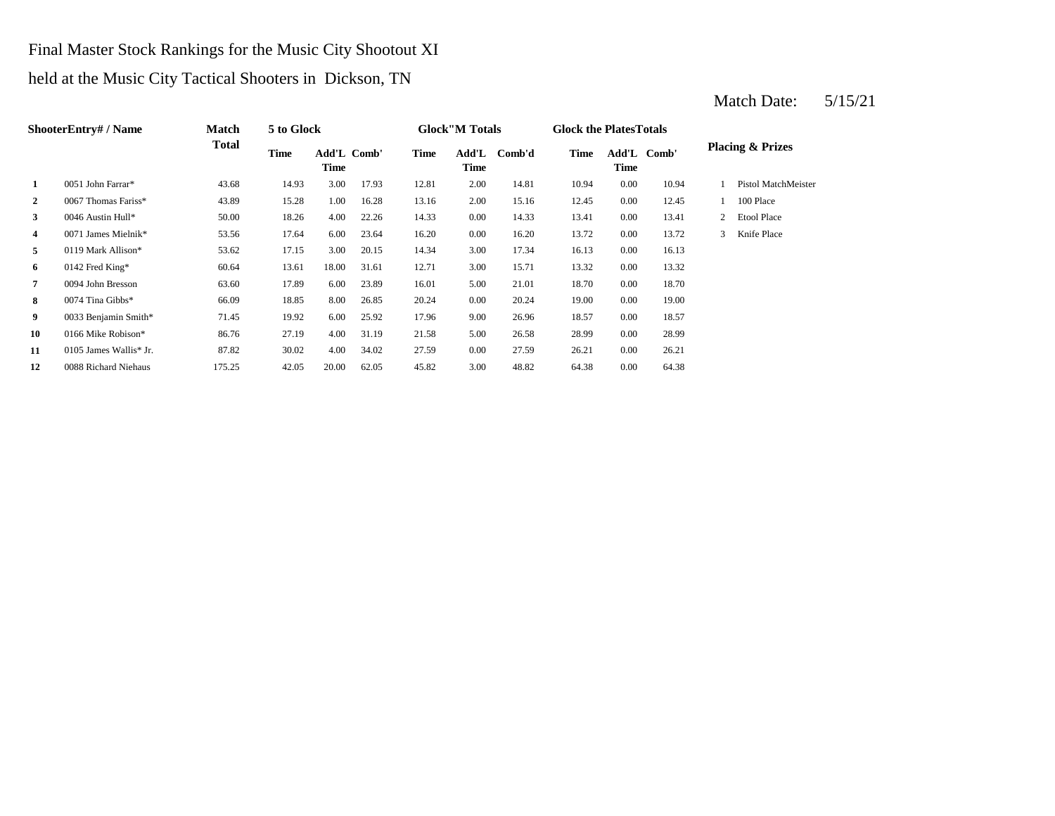Final Master Stock Rankings for the Music City Shootout XI

held at the Music City Tactical Shooters in Dickson, TN

Match Date: 5/15/21

| Shooter | Entry# / Name | Match Total | 5 to Glock | | | Glock"M Totals | | | Glock the Plates Totals | | | Placing & Prizes | |
|---|---|---|---|---|---|---|---|---|---|---|---|---|---|
| | | | Time | Add'L Time | Comb' | Time | Add'L Time | Comb'd | Time | Add'L Time | Comb' | | |
| **1** | 0051 John Farrar* | 43.68 | 14.93 | 3.00 | 17.93 | 12.81 | 2.00 | 14.81 | 10.94 | 0.00 | 10.94 | 1 | Pistol MatchMeister |
| **2** | 0067 Thomas Fariss* | 43.89 | 15.28 | 1.00 | 16.28 | 13.16 | 2.00 | 15.16 | 12.45 | 0.00 | 12.45 | 1 | 100 Place |
| **3** | 0046 Austin Hull* | 50.00 | 18.26 | 4.00 | 22.26 | 14.33 | 0.00 | 14.33 | 13.41 | 0.00 | 13.41 | 2 | Etool Place |
| **4** | 0071 James Mielnik* | 53.56 | 17.64 | 6.00 | 23.64 | 16.20 | 0.00 | 16.20 | 13.72 | 0.00 | 13.72 | 3 | Knife Place |
| **5** | 0119 Mark Allison* | 53.62 | 17.15 | 3.00 | 20.15 | 14.34 | 3.00 | 17.34 | 16.13 | 0.00 | 16.13 | | |
| **6** | 0142 Fred King* | 60.64 | 13.61 | 18.00 | 31.61 | 12.71 | 3.00 | 15.71 | 13.32 | 0.00 | 13.32 | | |
| **7** | 0094 John Bresson | 63.60 | 17.89 | 6.00 | 23.89 | 16.01 | 5.00 | 21.01 | 18.70 | 0.00 | 18.70 | | |
| **8** | 0074 Tina Gibbs* | 66.09 | 18.85 | 8.00 | 26.85 | 20.24 | 0.00 | 20.24 | 19.00 | 0.00 | 19.00 | | |
| **9** | 0033 Benjamin Smith* | 71.45 | 19.92 | 6.00 | 25.92 | 17.96 | 9.00 | 26.96 | 18.57 | 0.00 | 18.57 | | |
| **10** | 0166 Mike Robison* | 86.76 | 27.19 | 4.00 | 31.19 | 21.58 | 5.00 | 26.58 | 28.99 | 0.00 | 28.99 | | |
| **11** | 0105 James Wallis* Jr. | 87.82 | 30.02 | 4.00 | 34.02 | 27.59 | 0.00 | 27.59 | 26.21 | 0.00 | 26.21 | | |
| **12** | 0088 Richard Niehaus | 175.25 | 42.05 | 20.00 | 62.05 | 45.82 | 3.00 | 48.82 | 64.38 | 0.00 | 64.38 | | |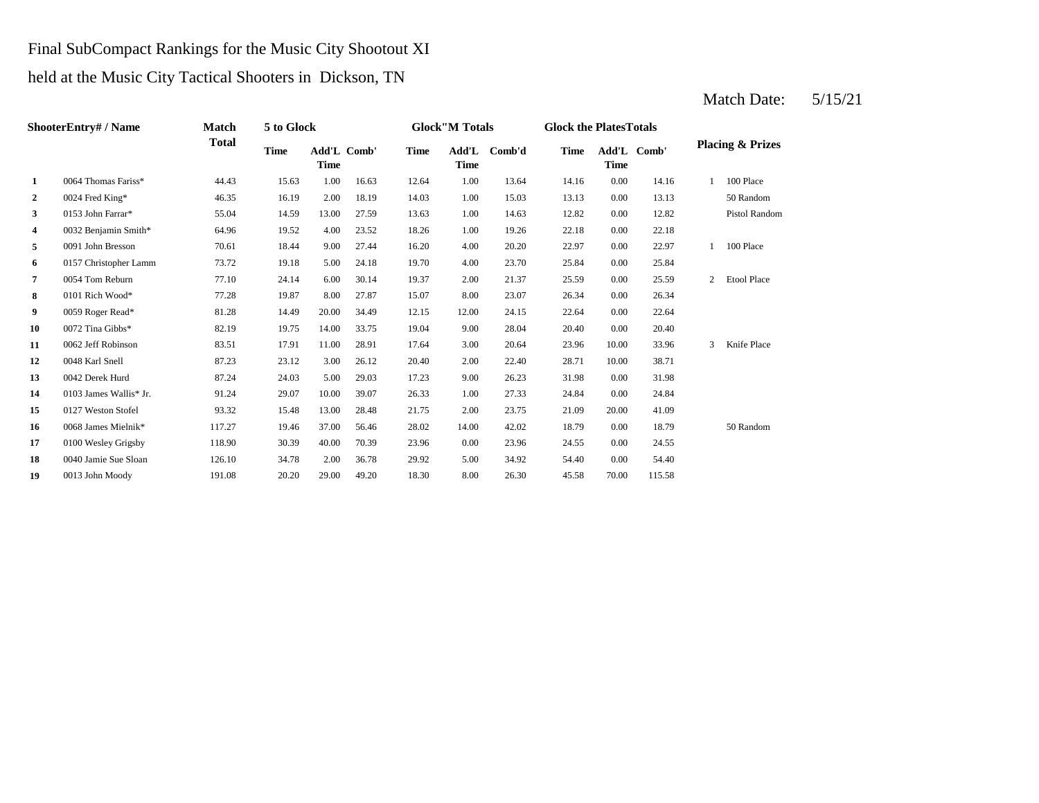Final SubCompact Rankings for the Music City Shootout XI

held at the Music City Tactical Shooters in Dickson, TN

Match Date: 5/15/21

| Shooter | Entry# / Name | Match Total | 5 to Glock | | | Glock"M Totals | | | Glock the Plates Totals | | | Placing & Prizes | |
|---|---|---|---|---|---|---|---|---|---|---|---|---|---|
| | | | Time | Add'L Time | Comb' | Time | Add'L Time | Comb'd | Time | Add'L Time | Comb' | | |
| **1** | 0064 Thomas Fariss* | 44.43 | 15.63 | 1.00 | 16.63 | 12.64 | 1.00 | 13.64 | 14.16 | 0.00 | 14.16 | 1 | 100 Place |
| **2** | 0024 Fred King* | 46.35 | 16.19 | 2.00 | 18.19 | 14.03 | 1.00 | 15.03 | 13.13 | 0.00 | 13.13 | | 50 Random |
| **3** | 0153 John Farrar* | 55.04 | 14.59 | 13.00 | 27.59 | 13.63 | 1.00 | 14.63 | 12.82 | 0.00 | 12.82 | | Pistol Random |
| **4** | 0032 Benjamin Smith* | 64.96 | 19.52 | 4.00 | 23.52 | 18.26 | 1.00 | 19.26 | 22.18 | 0.00 | 22.18 | | |
| **5** | 0091 John Bresson | 70.61 | 18.44 | 9.00 | 27.44 | 16.20 | 4.00 | 20.20 | 22.97 | 0.00 | 22.97 | 1 | 100 Place |
| **6** | 0157 Christopher Lamm | 73.72 | 19.18 | 5.00 | 24.18 | 19.70 | 4.00 | 23.70 | 25.84 | 0.00 | 25.84 | | |
| **7** | 0054 Tom Reburn | 77.10 | 24.14 | 6.00 | 30.14 | 19.37 | 2.00 | 21.37 | 25.59 | 0.00 | 25.59 | 2 | Etool Place |
| **8** | 0101 Rich Wood* | 77.28 | 19.87 | 8.00 | 27.87 | 15.07 | 8.00 | 23.07 | 26.34 | 0.00 | 26.34 | | |
| **9** | 0059 Roger Read* | 81.28 | 14.49 | 20.00 | 34.49 | 12.15 | 12.00 | 24.15 | 22.64 | 0.00 | 22.64 | | |
| **10** | 0072 Tina Gibbs* | 82.19 | 19.75 | 14.00 | 33.75 | 19.04 | 9.00 | 28.04 | 20.40 | 0.00 | 20.40 | | |
| **11** | 0062 Jeff Robinson | 83.51 | 17.91 | 11.00 | 28.91 | 17.64 | 3.00 | 20.64 | 23.96 | 10.00 | 33.96 | 3 | Knife Place |
| **12** | 0048 Karl Snell | 87.23 | 23.12 | 3.00 | 26.12 | 20.40 | 2.00 | 22.40 | 28.71 | 10.00 | 38.71 | | |
| **13** | 0042 Derek Hurd | 87.24 | 24.03 | 5.00 | 29.03 | 17.23 | 9.00 | 26.23 | 31.98 | 0.00 | 31.98 | | |
| **14** | 0103 James Wallis* Jr. | 91.24 | 29.07 | 10.00 | 39.07 | 26.33 | 1.00 | 27.33 | 24.84 | 0.00 | 24.84 | | |
| **15** | 0127 Weston Stofel | 93.32 | 15.48 | 13.00 | 28.48 | 21.75 | 2.00 | 23.75 | 21.09 | 20.00 | 41.09 | | |
| **16** | 0068 James Mielnik* | 117.27 | 19.46 | 37.00 | 56.46 | 28.02 | 14.00 | 42.02 | 18.79 | 0.00 | 18.79 | | 50 Random |
| **17** | 0100 Wesley Grigsby | 118.90 | 30.39 | 40.00 | 70.39 | 23.96 | 0.00 | 23.96 | 24.55 | 0.00 | 24.55 | | |
| **18** | 0040 Jamie Sue Sloan | 126.10 | 34.78 | 2.00 | 36.78 | 29.92 | 5.00 | 34.92 | 54.40 | 0.00 | 54.40 | | |
| **19** | 0013 John Moody | 191.08 | 20.20 | 29.00 | 49.20 | 18.30 | 8.00 | 26.30 | 45.58 | 70.00 | 115.58 | | |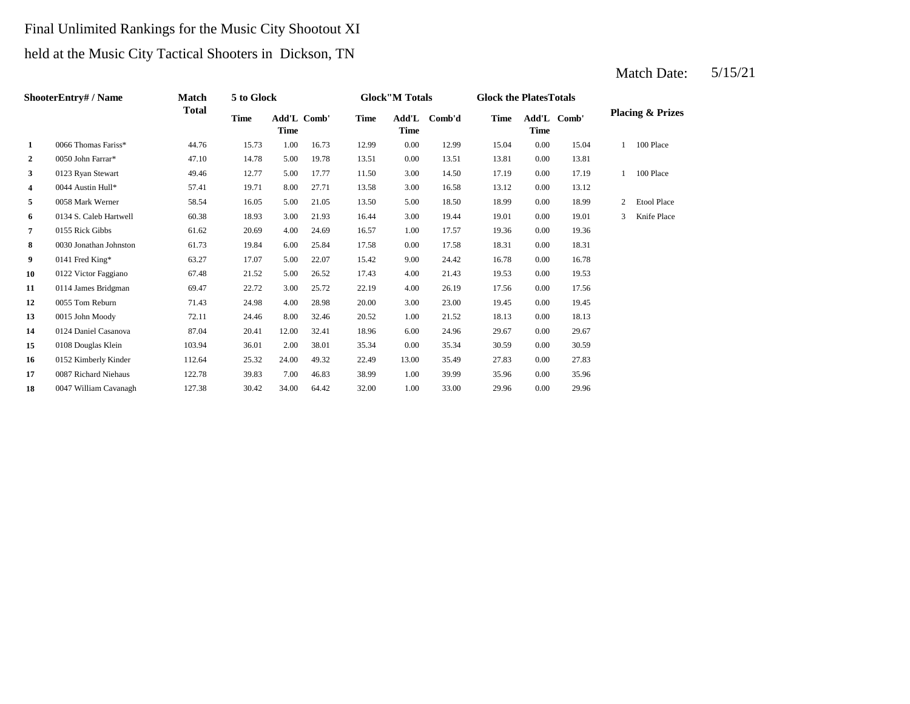Final Unlimited Rankings for the Music City Shootout XI

held at the Music City Tactical Shooters in Dickson, TN

Match Date: 5/15/21

| Shooter | Entry# / Name | Match Total | 5 to Glock | | | Glock"M Totals | | | Glock the Plates Totals | | | Placing & Prizes | |
|---|---|---|---|---|---|---|---|---|---|---|---|---|---|
| | | | Time | Add'L Time | Comb' | Time | Add'L Time | Comb'd | Time | Add'L Time | Comb' | | |
| **1** | 0066 Thomas Fariss* | 44.76 | 15.73 | 1.00 | 16.73 | 12.99 | 0.00 | 12.99 | 15.04 | 0.00 | 15.04 | 1 | 100 Place |
| **2** | 0050 John Farrar* | 47.10 | 14.78 | 5.00 | 19.78 | 13.51 | 0.00 | 13.51 | 13.81 | 0.00 | 13.81 | | |
| **3** | 0123 Ryan Stewart | 49.46 | 12.77 | 5.00 | 17.77 | 11.50 | 3.00 | 14.50 | 17.19 | 0.00 | 17.19 | 1 | 100 Place |
| **4** | 0044 Austin Hull* | 57.41 | 19.71 | 8.00 | 27.71 | 13.58 | 3.00 | 16.58 | 13.12 | 0.00 | 13.12 | | |
| **5** | 0058 Mark Werner | 58.54 | 16.05 | 5.00 | 21.05 | 13.50 | 5.00 | 18.50 | 18.99 | 0.00 | 18.99 | 2 | Etool Place |
| **6** | 0134 S. Caleb Hartwell | 60.38 | 18.93 | 3.00 | 21.93 | 16.44 | 3.00 | 19.44 | 19.01 | 0.00 | 19.01 | 3 | Knife Place |
| **7** | 0155 Rick Gibbs | 61.62 | 20.69 | 4.00 | 24.69 | 16.57 | 1.00 | 17.57 | 19.36 | 0.00 | 19.36 | | |
| **8** | 0030 Jonathan Johnston | 61.73 | 19.84 | 6.00 | 25.84 | 17.58 | 0.00 | 17.58 | 18.31 | 0.00 | 18.31 | | |
| **9** | 0141 Fred King* | 63.27 | 17.07 | 5.00 | 22.07 | 15.42 | 9.00 | 24.42 | 16.78 | 0.00 | 16.78 | | |
| **10** | 0122 Victor Faggiano | 67.48 | 21.52 | 5.00 | 26.52 | 17.43 | 4.00 | 21.43 | 19.53 | 0.00 | 19.53 | | |
| **11** | 0114 James Bridgman | 69.47 | 22.72 | 3.00 | 25.72 | 22.19 | 4.00 | 26.19 | 17.56 | 0.00 | 17.56 | | |
| **12** | 0055 Tom Reburn | 71.43 | 24.98 | 4.00 | 28.98 | 20.00 | 3.00 | 23.00 | 19.45 | 0.00 | 19.45 | | |
| **13** | 0015 John Moody | 72.11 | 24.46 | 8.00 | 32.46 | 20.52 | 1.00 | 21.52 | 18.13 | 0.00 | 18.13 | | |
| **14** | 0124 Daniel Casanova | 87.04 | 20.41 | 12.00 | 32.41 | 18.96 | 6.00 | 24.96 | 29.67 | 0.00 | 29.67 | | |
| **15** | 0108 Douglas Klein | 103.94 | 36.01 | 2.00 | 38.01 | 35.34 | 0.00 | 35.34 | 30.59 | 0.00 | 30.59 | | |
| **16** | 0152 Kimberly Kinder | 112.64 | 25.32 | 24.00 | 49.32 | 22.49 | 13.00 | 35.49 | 27.83 | 0.00 | 27.83 | | |
| **17** | 0087 Richard Niehaus | 122.78 | 39.83 | 7.00 | 46.83 | 38.99 | 1.00 | 39.99 | 35.96 | 0.00 | 35.96 | | |
| **18** | 0047 William Cavanagh | 127.38 | 30.42 | 34.00 | 64.42 | 32.00 | 1.00 | 33.00 | 29.96 | 0.00 | 29.96 | | |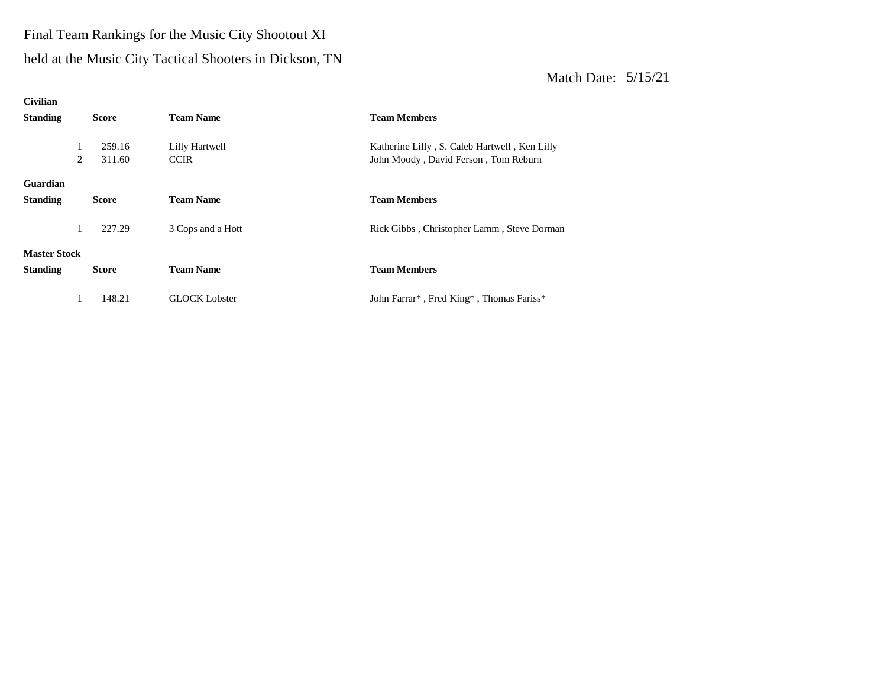Final Team Rankings for the Music City Shootout XI

held at the Music City Tactical Shooters in Dickson, TN

Match Date: 5/15/21

**Civilian**

| **Standing** | **Score** | **Team Name** | **Team Members** |
|---|---|---|---|
| 1 | 259.16 | Lilly Hartwell | Katherine Lilly , S. Caleb Hartwell , Ken Lilly |
| 2 | 311.60 | CCIR | John Moody , David Ferson , Tom Reburn |

**Guardian**

| **Standing** | **Score** | **Team Name** | **Team Members** |
|---|---|---|---|
| 1 | 227.29 | 3 Cops and a Hott | Rick Gibbs , Christopher Lamm , Steve Dorman |

**Master Stock**

| **Standing** | **Score** | **Team Name** | **Team Members** |
|---|---|---|---|
| 1 | 148.21 | GLOCK Lobster | John Farrar* , Fred King* , Thomas Fariss* |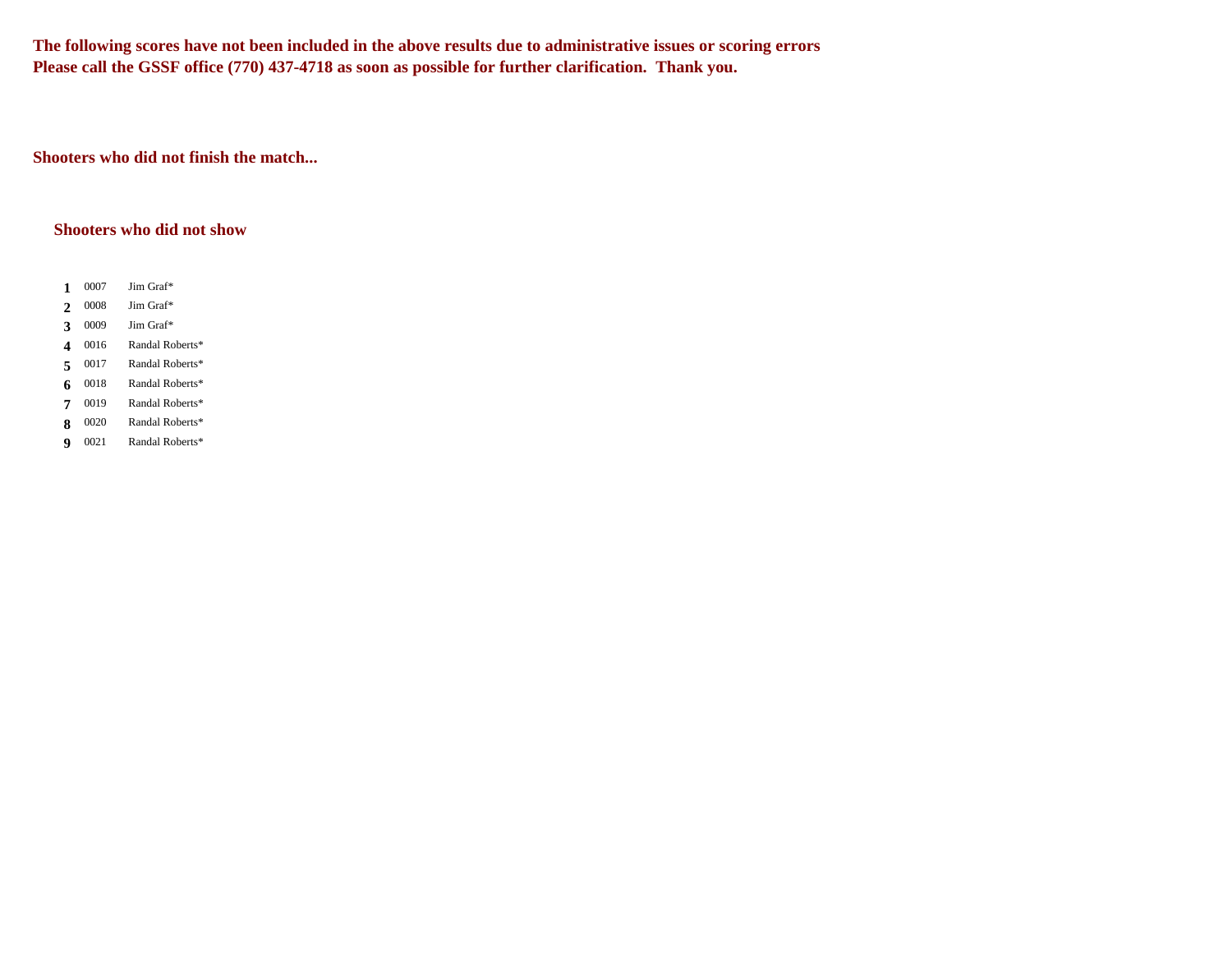**The following scores have not been included in the above results due to administrative issues or scoring errors**
**Please call the GSSF office (770) 437-4718 as soon as possible for further clarification. Thank you.**

**Shooters who did not finish the match...**

**Shooters who did not show**

| | | |
|---|---|---|
| **1** | 0007 | Jim Graf* |
| **2** | 0008 | Jim Graf* |
| **3** | 0009 | Jim Graf* |
| **4** | 0016 | Randal Roberts* |
| **5** | 0017 | Randal Roberts* |
| **6** | 0018 | Randal Roberts* |
| **7** | 0019 | Randal Roberts* |
| **8** | 0020 | Randal Roberts* |
| **9** | 0021 | Randal Roberts* |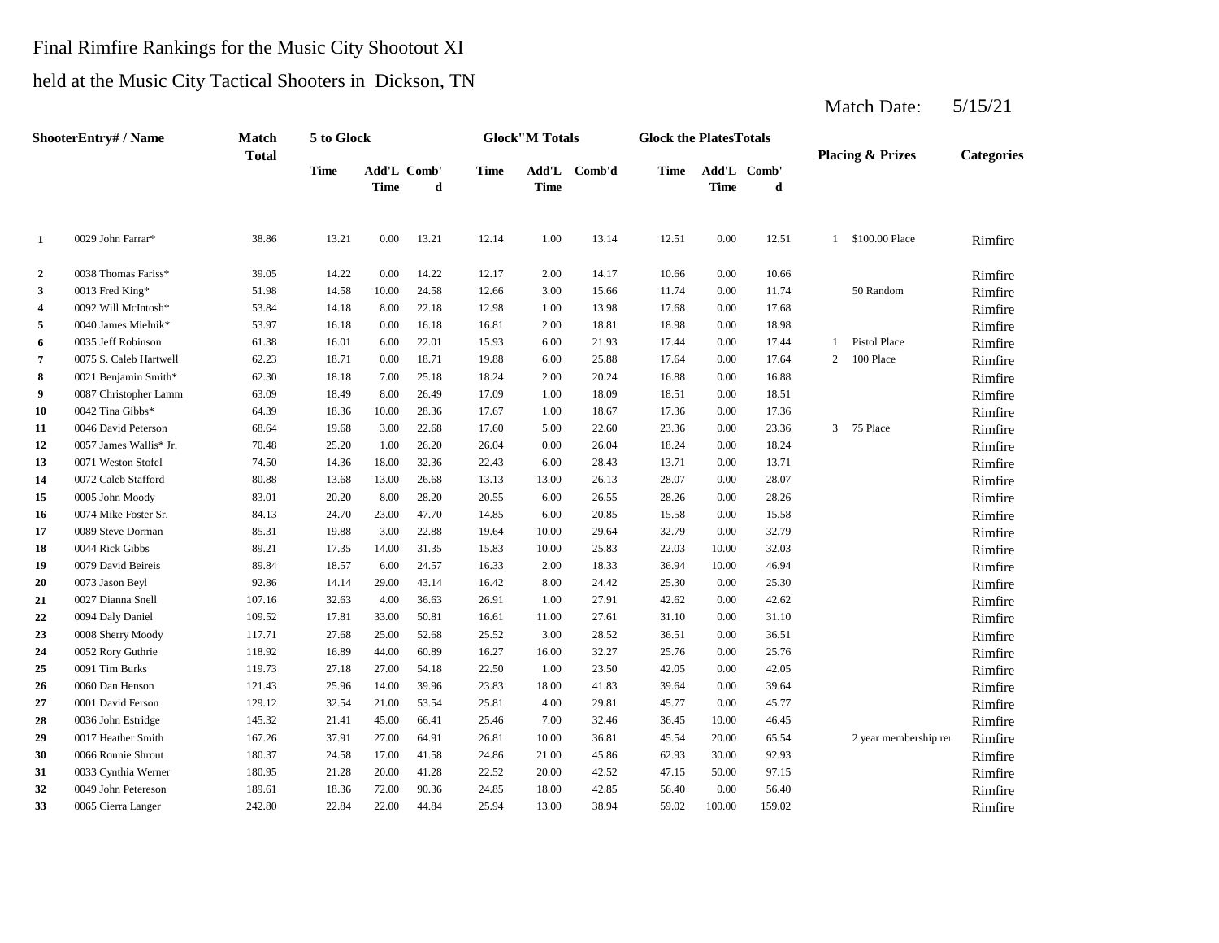Final Rimfire Rankings for the Music City Shootout XI

held at the Music City Tactical Shooters in Dickson, TN

Match Date: 5/15/21

| | ShooterEntry# / Name | Match Total | 5 to Glock | | | Glock"M Totals | | | Glock the PlatesTotals | | | Placing & Prizes | | Categories |
|---|---|---|---|---|---|---|---|---|---|---|---|---|---|---|
| | | | Time | Add'L Time | Comb'd | Time | Add'L Time | Comb'd | Time | Add'L Time | Comb'd | | | |
| 1 | 0029 John Farrar* | 38.86 | 13.21 | 0.00 | 13.21 | 12.14 | 1.00 | 13.14 | 12.51 | 0.00 | 12.51 | 1 | $100.00 Place | Rimfire |
| 2 | 0038 Thomas Fariss* | 39.05 | 14.22 | 0.00 | 14.22 | 12.17 | 2.00 | 14.17 | 10.66 | 0.00 | 10.66 | | | Rimfire |
| 3 | 0013 Fred King* | 51.98 | 14.58 | 10.00 | 24.58 | 12.66 | 3.00 | 15.66 | 11.74 | 0.00 | 11.74 | | 50 Random | Rimfire |
| 4 | 0092 Will McIntosh* | 53.84 | 14.18 | 8.00 | 22.18 | 12.98 | 1.00 | 13.98 | 17.68 | 0.00 | 17.68 | | | Rimfire |
| 5 | 0040 James Mielnik* | 53.97 | 16.18 | 0.00 | 16.18 | 16.81 | 2.00 | 18.81 | 18.98 | 0.00 | 18.98 | | | Rimfire |
| 6 | 0035 Jeff Robinson | 61.38 | 16.01 | 6.00 | 22.01 | 15.93 | 6.00 | 21.93 | 17.44 | 0.00 | 17.44 | 1 | Pistol Place | Rimfire |
| 7 | 0075 S. Caleb Hartwell | 62.23 | 18.71 | 0.00 | 18.71 | 19.88 | 6.00 | 25.88 | 17.64 | 0.00 | 17.64 | 2 | 100 Place | Rimfire |
| 8 | 0021 Benjamin Smith* | 62.30 | 18.18 | 7.00 | 25.18 | 18.24 | 2.00 | 20.24 | 16.88 | 0.00 | 16.88 | | | Rimfire |
| 9 | 0087 Christopher Lamm | 63.09 | 18.49 | 8.00 | 26.49 | 17.09 | 1.00 | 18.09 | 18.51 | 0.00 | 18.51 | | | Rimfire |
| 10 | 0042 Tina Gibbs* | 64.39 | 18.36 | 10.00 | 28.36 | 17.67 | 1.00 | 18.67 | 17.36 | 0.00 | 17.36 | | | Rimfire |
| 11 | 0046 David Peterson | 68.64 | 19.68 | 3.00 | 22.68 | 17.60 | 5.00 | 22.60 | 23.36 | 0.00 | 23.36 | 3 | 75 Place | Rimfire |
| 12 | 0057 James Wallis* Jr. | 70.48 | 25.20 | 1.00 | 26.20 | 26.04 | 0.00 | 26.04 | 18.24 | 0.00 | 18.24 | | | Rimfire |
| 13 | 0071 Weston Stofel | 74.50 | 14.36 | 18.00 | 32.36 | 22.43 | 6.00 | 28.43 | 13.71 | 0.00 | 13.71 | | | Rimfire |
| 14 | 0072 Caleb Stafford | 80.88 | 13.68 | 13.00 | 26.68 | 13.13 | 13.00 | 26.13 | 28.07 | 0.00 | 28.07 | | | Rimfire |
| 15 | 0005 John Moody | 83.01 | 20.20 | 8.00 | 28.20 | 20.55 | 6.00 | 26.55 | 28.26 | 0.00 | 28.26 | | | Rimfire |
| 16 | 0074 Mike Foster Sr. | 84.13 | 24.70 | 23.00 | 47.70 | 14.85 | 6.00 | 20.85 | 15.58 | 0.00 | 15.58 | | | Rimfire |
| 17 | 0089 Steve Dorman | 85.31 | 19.88 | 3.00 | 22.88 | 19.64 | 10.00 | 29.64 | 32.79 | 0.00 | 32.79 | | | Rimfire |
| 18 | 0044 Rick Gibbs | 89.21 | 17.35 | 14.00 | 31.35 | 15.83 | 10.00 | 25.83 | 22.03 | 10.00 | 32.03 | | | Rimfire |
| 19 | 0079 David Beireis | 89.84 | 18.57 | 6.00 | 24.57 | 16.33 | 2.00 | 18.33 | 36.94 | 10.00 | 46.94 | | | Rimfire |
| 20 | 0073 Jason Beyl | 92.86 | 14.14 | 29.00 | 43.14 | 16.42 | 8.00 | 24.42 | 25.30 | 0.00 | 25.30 | | | Rimfire |
| 21 | 0027 Dianna Snell | 107.16 | 32.63 | 4.00 | 36.63 | 26.91 | 1.00 | 27.91 | 42.62 | 0.00 | 42.62 | | | Rimfire |
| 22 | 0094 Daly Daniel | 109.52 | 17.81 | 33.00 | 50.81 | 16.61 | 11.00 | 27.61 | 31.10 | 0.00 | 31.10 | | | Rimfire |
| 23 | 0008 Sherry Moody | 117.71 | 27.68 | 25.00 | 52.68 | 25.52 | 3.00 | 28.52 | 36.51 | 0.00 | 36.51 | | | Rimfire |
| 24 | 0052 Rory Guthrie | 118.92 | 16.89 | 44.00 | 60.89 | 16.27 | 16.00 | 32.27 | 25.76 | 0.00 | 25.76 | | | Rimfire |
| 25 | 0091 Tim Burks | 119.73 | 27.18 | 27.00 | 54.18 | 22.50 | 1.00 | 23.50 | 42.05 | 0.00 | 42.05 | | | Rimfire |
| 26 | 0060 Dan Henson | 121.43 | 25.96 | 14.00 | 39.96 | 23.83 | 18.00 | 41.83 | 39.64 | 0.00 | 39.64 | | | Rimfire |
| 27 | 0001 David Ferson | 129.12 | 32.54 | 21.00 | 53.54 | 25.81 | 4.00 | 29.81 | 45.77 | 0.00 | 45.77 | | | Rimfire |
| 28 | 0036 John Estridge | 145.32 | 21.41 | 45.00 | 66.41 | 25.46 | 7.00 | 32.46 | 36.45 | 10.00 | 46.45 | | | Rimfire |
| 29 | 0017 Heather Smith | 167.26 | 37.91 | 27.00 | 64.91 | 26.81 | 10.00 | 36.81 | 45.54 | 20.00 | 65.54 | | 2 year membership re | Rimfire |
| 30 | 0066 Ronnie Shrout | 180.37 | 24.58 | 17.00 | 41.58 | 24.86 | 21.00 | 45.86 | 62.93 | 30.00 | 92.93 | | | Rimfire |
| 31 | 0033 Cynthia Werner | 180.95 | 21.28 | 20.00 | 41.28 | 22.52 | 20.00 | 42.52 | 47.15 | 50.00 | 97.15 | | | Rimfire |
| 32 | 0049 John Petereson | 189.61 | 18.36 | 72.00 | 90.36 | 24.85 | 18.00 | 42.85 | 56.40 | 0.00 | 56.40 | | | Rimfire |
| 33 | 0065 Cierra Langer | 242.80 | 22.84 | 22.00 | 44.84 | 25.94 | 13.00 | 38.94 | 59.02 | 100.00 | 159.02 | | | Rimfire |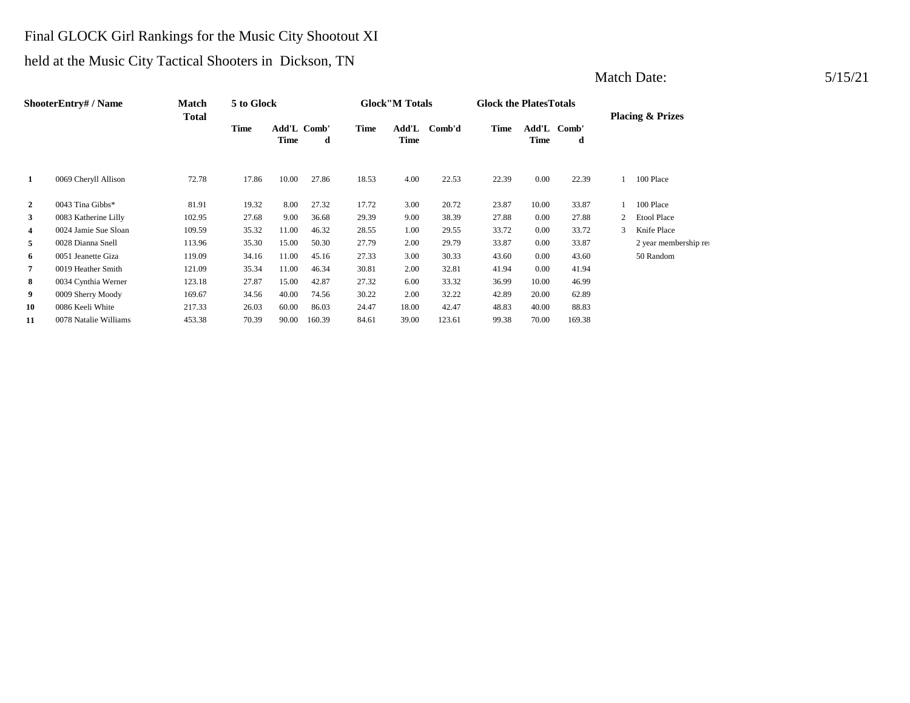Final GLOCK Girl Rankings for the Music City Shootout XI

held at the Music City Tactical Shooters in Dickson, TN

Match Date: 5/15/21

| ShooterEntry# / Name | | Match Total | 5 to Glock | | | Glock"M Totals | | | Glock the PlatesTotals | | | Placing & Prizes | |
|---|---|---|---|---|---|---|---|---|---|---|---|---|---|
| | | | Time | Add'L Time | Comb'd | Time | Add'L Time | Comb'd | Time | Add'L Time | Comb'd | | |
| 1 | 0069 Cheryll Allison | 72.78 | 17.86 | 10.00 | 27.86 | 18.53 | 4.00 | 22.53 | 22.39 | 0.00 | 22.39 | 1 | 100 Place |
| 2 | 0043 Tina Gibbs* | 81.91 | 19.32 | 8.00 | 27.32 | 17.72 | 3.00 | 20.72 | 23.87 | 10.00 | 33.87 | 1 | 100 Place |
| 3 | 0083 Katherine Lilly | 102.95 | 27.68 | 9.00 | 36.68 | 29.39 | 9.00 | 38.39 | 27.88 | 0.00 | 27.88 | 2 | Etool Place |
| 4 | 0024 Jamie Sue Sloan | 109.59 | 35.32 | 11.00 | 46.32 | 28.55 | 1.00 | 29.55 | 33.72 | 0.00 | 33.72 | 3 | Knife Place |
| 5 | 0028 Dianna Snell | 113.96 | 35.30 | 15.00 | 50.30 | 27.79 | 2.00 | 29.79 | 33.87 | 0.00 | 33.87 | | 2 year membership re |
| 6 | 0051 Jeanette Giza | 119.09 | 34.16 | 11.00 | 45.16 | 27.33 | 3.00 | 30.33 | 43.60 | 0.00 | 43.60 | | 50 Random |
| 7 | 0019 Heather Smith | 121.09 | 35.34 | 11.00 | 46.34 | 30.81 | 2.00 | 32.81 | 41.94 | 0.00 | 41.94 | | |
| 8 | 0034 Cynthia Werner | 123.18 | 27.87 | 15.00 | 42.87 | 27.32 | 6.00 | 33.32 | 36.99 | 10.00 | 46.99 | | |
| 9 | 0009 Sherry Moody | 169.67 | 34.56 | 40.00 | 74.56 | 30.22 | 2.00 | 32.22 | 42.89 | 20.00 | 62.89 | | |
| 10 | 0086 Keeli White | 217.33 | 26.03 | 60.00 | 86.03 | 24.47 | 18.00 | 42.47 | 48.83 | 40.00 | 88.83 | | |
| 11 | 0078 Natalie Williams | 453.38 | 70.39 | 90.00 | 160.39 | 84.61 | 39.00 | 123.61 | 99.38 | 70.00 | 169.38 | | |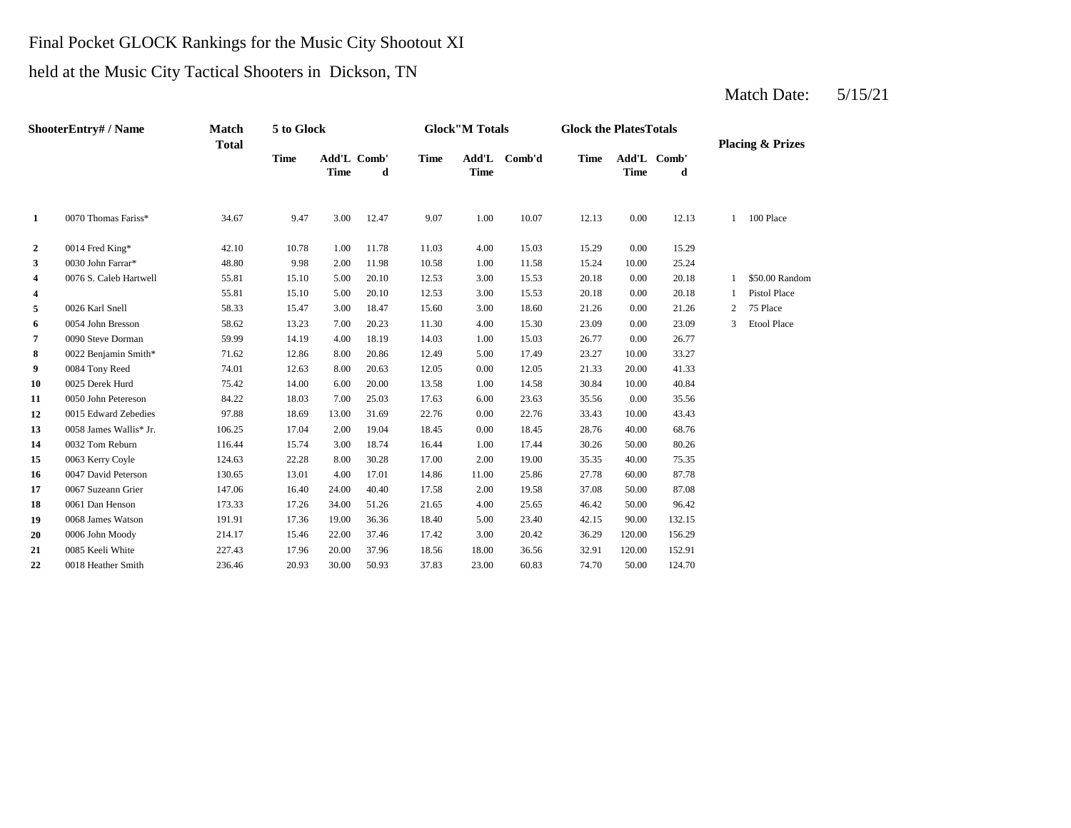# Final Pocket GLOCK Rankings for the Music City Shootout XI

held at the Music City Tactical Shooters in Dickson, TN

Match Date: 5/15/21

| ShooterEntry# / Name | | Match Total | 5 to Glock | | | Glock"M Totals | | | Glock the PlatesTotals | | | Placing & Prizes | |
|---|---|---|---|---|---|---|---|---|---|---|---|---|---|
| | | | Time | Add'L Time | Comb'd | Time | Add'L Time | Comb'd | Time | Add'L Time | Comb'd | | |
| 1 | 0070 Thomas Fariss* | 34.67 | 9.47 | 3.00 | 12.47 | 9.07 | 1.00 | 10.07 | 12.13 | 0.00 | 12.13 | 1 | 100 Place |
| 2 | 0014 Fred King* | 42.10 | 10.78 | 1.00 | 11.78 | 11.03 | 4.00 | 15.03 | 15.29 | 0.00 | 15.29 | | |
| 3 | 0030 John Farrar* | 48.80 | 9.98 | 2.00 | 11.98 | 10.58 | 1.00 | 11.58 | 15.24 | 10.00 | 25.24 | | |
| 4 | 0076 S. Caleb Hartwell | 55.81 | 15.10 | 5.00 | 20.10 | 12.53 | 3.00 | 15.53 | 20.18 | 0.00 | 20.18 | 1 | $50.00 Random |
| 4 | | 55.81 | 15.10 | 5.00 | 20.10 | 12.53 | 3.00 | 15.53 | 20.18 | 0.00 | 20.18 | 1 | Pistol Place |
| 5 | 0026 Karl Snell | 58.33 | 15.47 | 3.00 | 18.47 | 15.60 | 3.00 | 18.60 | 21.26 | 0.00 | 21.26 | 2 | 75 Place |
| 6 | 0054 John Bresson | 58.62 | 13.23 | 7.00 | 20.23 | 11.30 | 4.00 | 15.30 | 23.09 | 0.00 | 23.09 | 3 | Etool Place |
| 7 | 0090 Steve Dorman | 59.99 | 14.19 | 4.00 | 18.19 | 14.03 | 1.00 | 15.03 | 26.77 | 0.00 | 26.77 | | |
| 8 | 0022 Benjamin Smith* | 71.62 | 12.86 | 8.00 | 20.86 | 12.49 | 5.00 | 17.49 | 23.27 | 10.00 | 33.27 | | |
| 9 | 0084 Tony Reed | 74.01 | 12.63 | 8.00 | 20.63 | 12.05 | 0.00 | 12.05 | 21.33 | 20.00 | 41.33 | | |
| 10 | 0025 Derek Hurd | 75.42 | 14.00 | 6.00 | 20.00 | 13.58 | 1.00 | 14.58 | 30.84 | 10.00 | 40.84 | | |
| 11 | 0050 John Petereson | 84.22 | 18.03 | 7.00 | 25.03 | 17.63 | 6.00 | 23.63 | 35.56 | 0.00 | 35.56 | | |
| 12 | 0015 Edward Zebedies | 97.88 | 18.69 | 13.00 | 31.69 | 22.76 | 0.00 | 22.76 | 33.43 | 10.00 | 43.43 | | |
| 13 | 0058 James Wallis* Jr. | 106.25 | 17.04 | 2.00 | 19.04 | 18.45 | 0.00 | 18.45 | 28.76 | 40.00 | 68.76 | | |
| 14 | 0032 Tom Reburn | 116.44 | 15.74 | 3.00 | 18.74 | 16.44 | 1.00 | 17.44 | 30.26 | 50.00 | 80.26 | | |
| 15 | 0063 Kerry Coyle | 124.63 | 22.28 | 8.00 | 30.28 | 17.00 | 2.00 | 19.00 | 35.35 | 40.00 | 75.35 | | |
| 16 | 0047 David Peterson | 130.65 | 13.01 | 4.00 | 17.01 | 14.86 | 11.00 | 25.86 | 27.78 | 60.00 | 87.78 | | |
| 17 | 0067 Suzeann Grier | 147.06 | 16.40 | 24.00 | 40.40 | 17.58 | 2.00 | 19.58 | 37.08 | 50.00 | 87.08 | | |
| 18 | 0061 Dan Henson | 173.33 | 17.26 | 34.00 | 51.26 | 21.65 | 4.00 | 25.65 | 46.42 | 50.00 | 96.42 | | |
| 19 | 0068 James Watson | 191.91 | 17.36 | 19.00 | 36.36 | 18.40 | 5.00 | 23.40 | 42.15 | 90.00 | 132.15 | | |
| 20 | 0006 John Moody | 214.17 | 15.46 | 22.00 | 37.46 | 17.42 | 3.00 | 20.42 | 36.29 | 120.00 | 156.29 | | |
| 21 | 0085 Keeli White | 227.43 | 17.96 | 20.00 | 37.96 | 18.56 | 18.00 | 36.56 | 32.91 | 120.00 | 152.91 | | |
| 22 | 0018 Heather Smith | 236.46 | 20.93 | 30.00 | 50.93 | 37.83 | 23.00 | 60.83 | 74.70 | 50.00 | 124.70 | | |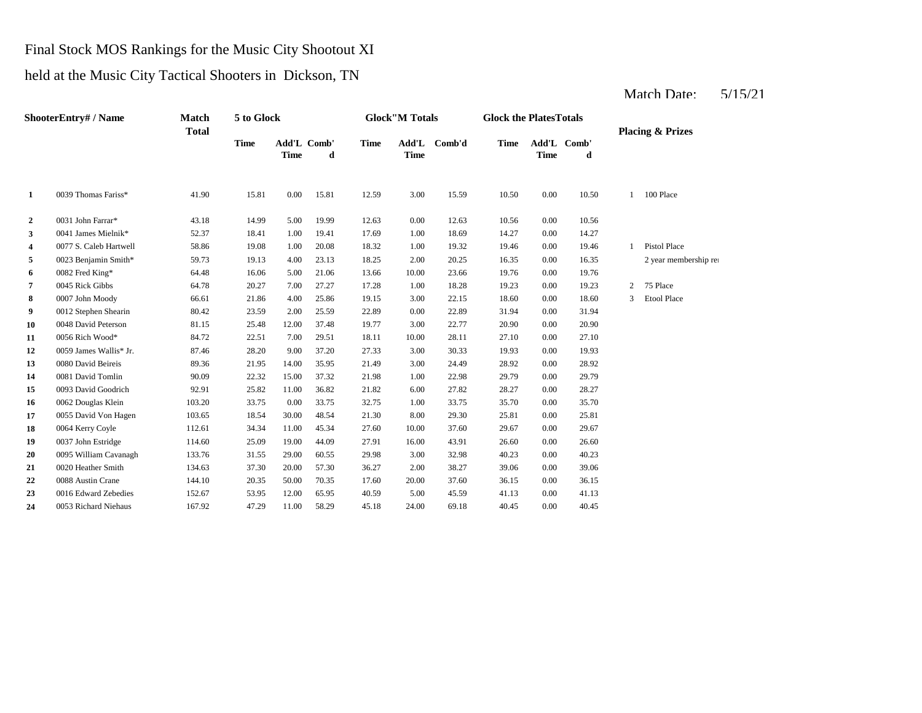Final Stock MOS Rankings for the Music City Shootout XI

held at the Music City Tactical Shooters in Dickson, TN

Match Date: 5/15/21

| Shooter | Entry# / Name | Match Total | 5 to Glock Time | 5 to Glock Add'L Time | 5 to Glock Comb'd | Glock"M Totals Time | Glock"M Totals Add'L Time | Glock"M Totals Comb'd | Glock the Plates Totals Time | Glock the Plates Totals Add'L Time | Glock the Plates Totals Comb'd | Placing & Prizes | |
|---|---|---|---|---|---|---|---|---|---|---|---|---|---|
| 1 | 0039 Thomas Fariss* | 41.90 | 15.81 | 0.00 | 15.81 | 12.59 | 3.00 | 15.59 | 10.50 | 0.00 | 10.50 | 1 | 100 Place |
| 2 | 0031 John Farrar* | 43.18 | 14.99 | 5.00 | 19.99 | 12.63 | 0.00 | 12.63 | 10.56 | 0.00 | 10.56 | | |
| 3 | 0041 James Mielnik* | 52.37 | 18.41 | 1.00 | 19.41 | 17.69 | 1.00 | 18.69 | 14.27 | 0.00 | 14.27 | | |
| 4 | 0077 S. Caleb Hartwell | 58.86 | 19.08 | 1.00 | 20.08 | 18.32 | 1.00 | 19.32 | 19.46 | 0.00 | 19.46 | 1 | Pistol Place |
| 5 | 0023 Benjamin Smith* | 59.73 | 19.13 | 4.00 | 23.13 | 18.25 | 2.00 | 20.25 | 16.35 | 0.00 | 16.35 | | 2 year membership re |
| 6 | 0082 Fred King* | 64.48 | 16.06 | 5.00 | 21.06 | 13.66 | 10.00 | 23.66 | 19.76 | 0.00 | 19.76 | | |
| 7 | 0045 Rick Gibbs | 64.78 | 20.27 | 7.00 | 27.27 | 17.28 | 1.00 | 18.28 | 19.23 | 0.00 | 19.23 | 2 | 75 Place |
| 8 | 0007 John Moody | 66.61 | 21.86 | 4.00 | 25.86 | 19.15 | 3.00 | 22.15 | 18.60 | 0.00 | 18.60 | 3 | Etool Place |
| 9 | 0012 Stephen Shearin | 80.42 | 23.59 | 2.00 | 25.59 | 22.89 | 0.00 | 22.89 | 31.94 | 0.00 | 31.94 | | |
| 10 | 0048 David Peterson | 81.15 | 25.48 | 12.00 | 37.48 | 19.77 | 3.00 | 22.77 | 20.90 | 0.00 | 20.90 | | |
| 11 | 0056 Rich Wood* | 84.72 | 22.51 | 7.00 | 29.51 | 18.11 | 10.00 | 28.11 | 27.10 | 0.00 | 27.10 | | |
| 12 | 0059 James Wallis* Jr. | 87.46 | 28.20 | 9.00 | 37.20 | 27.33 | 3.00 | 30.33 | 19.93 | 0.00 | 19.93 | | |
| 13 | 0080 David Beireis | 89.36 | 21.95 | 14.00 | 35.95 | 21.49 | 3.00 | 24.49 | 28.92 | 0.00 | 28.92 | | |
| 14 | 0081 David Tomlin | 90.09 | 22.32 | 15.00 | 37.32 | 21.98 | 1.00 | 22.98 | 29.79 | 0.00 | 29.79 | | |
| 15 | 0093 David Goodrich | 92.91 | 25.82 | 11.00 | 36.82 | 21.82 | 6.00 | 27.82 | 28.27 | 0.00 | 28.27 | | |
| 16 | 0062 Douglas Klein | 103.20 | 33.75 | 0.00 | 33.75 | 32.75 | 1.00 | 33.75 | 35.70 | 0.00 | 35.70 | | |
| 17 | 0055 David Von Hagen | 103.65 | 18.54 | 30.00 | 48.54 | 21.30 | 8.00 | 29.30 | 25.81 | 0.00 | 25.81 | | |
| 18 | 0064 Kerry Coyle | 112.61 | 34.34 | 11.00 | 45.34 | 27.60 | 10.00 | 37.60 | 29.67 | 0.00 | 29.67 | | |
| 19 | 0037 John Estridge | 114.60 | 25.09 | 19.00 | 44.09 | 27.91 | 16.00 | 43.91 | 26.60 | 0.00 | 26.60 | | |
| 20 | 0095 William Cavanagh | 133.76 | 31.55 | 29.00 | 60.55 | 29.98 | 3.00 | 32.98 | 40.23 | 0.00 | 40.23 | | |
| 21 | 0020 Heather Smith | 134.63 | 37.30 | 20.00 | 57.30 | 36.27 | 2.00 | 38.27 | 39.06 | 0.00 | 39.06 | | |
| 22 | 0088 Austin Crane | 144.10 | 20.35 | 50.00 | 70.35 | 17.60 | 20.00 | 37.60 | 36.15 | 0.00 | 36.15 | | |
| 23 | 0016 Edward Zebedies | 152.67 | 53.95 | 12.00 | 65.95 | 40.59 | 5.00 | 45.59 | 41.13 | 0.00 | 41.13 | | |
| 24 | 0053 Richard Niehaus | 167.92 | 47.29 | 11.00 | 58.29 | 45.18 | 24.00 | 69.18 | 40.45 | 0.00 | 40.45 | | |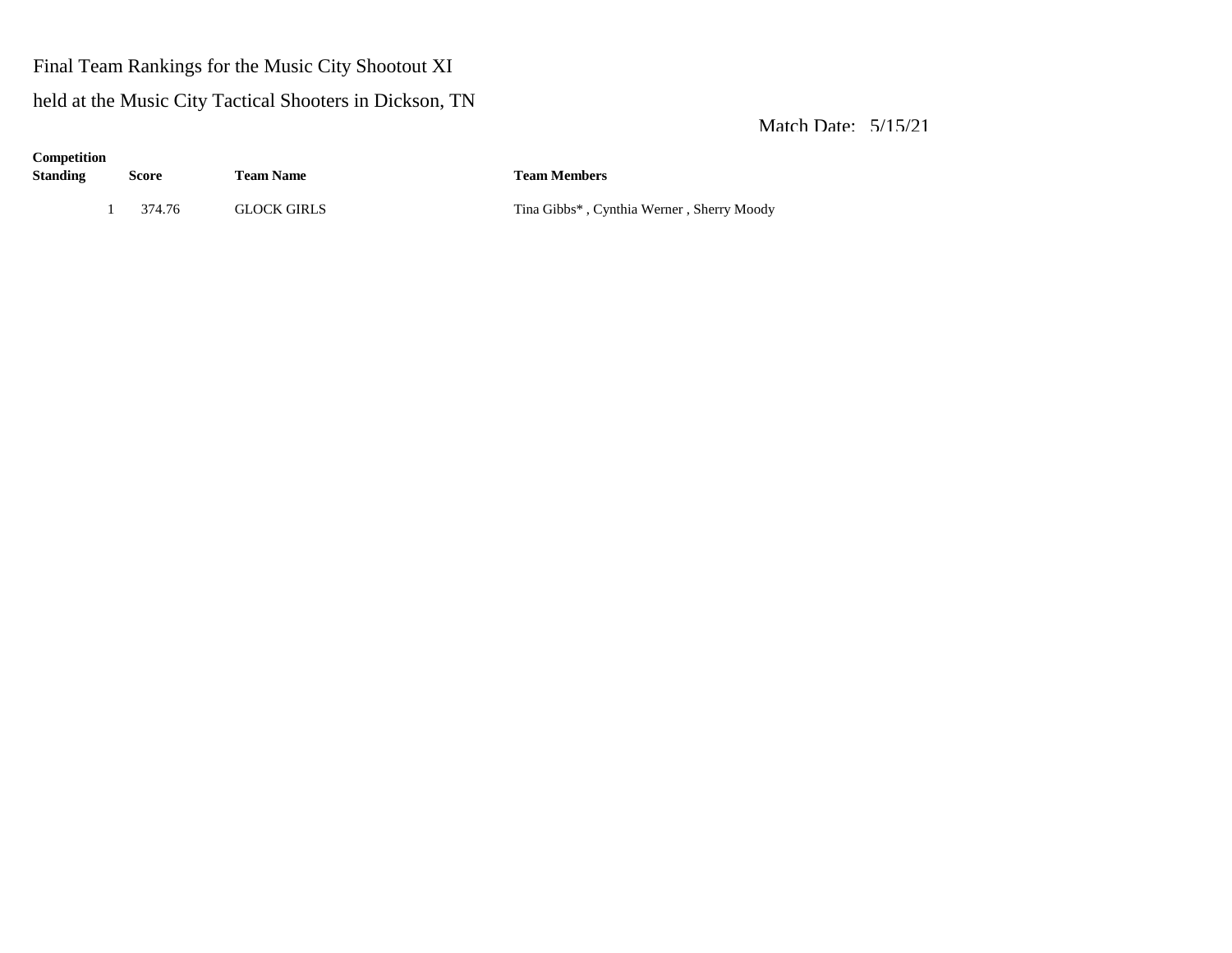Final Team Rankings for the Music City Shootout XI

held at the Music City Tactical Shooters in Dickson, TN

Match Date: 5/15/21

| Competition Standing | Score | Team Name | Team Members |
|---|---|---|---|
| 1 | 374.76 | GLOCK GIRLS | Tina Gibbs* , Cynthia Werner , Sherry Moody |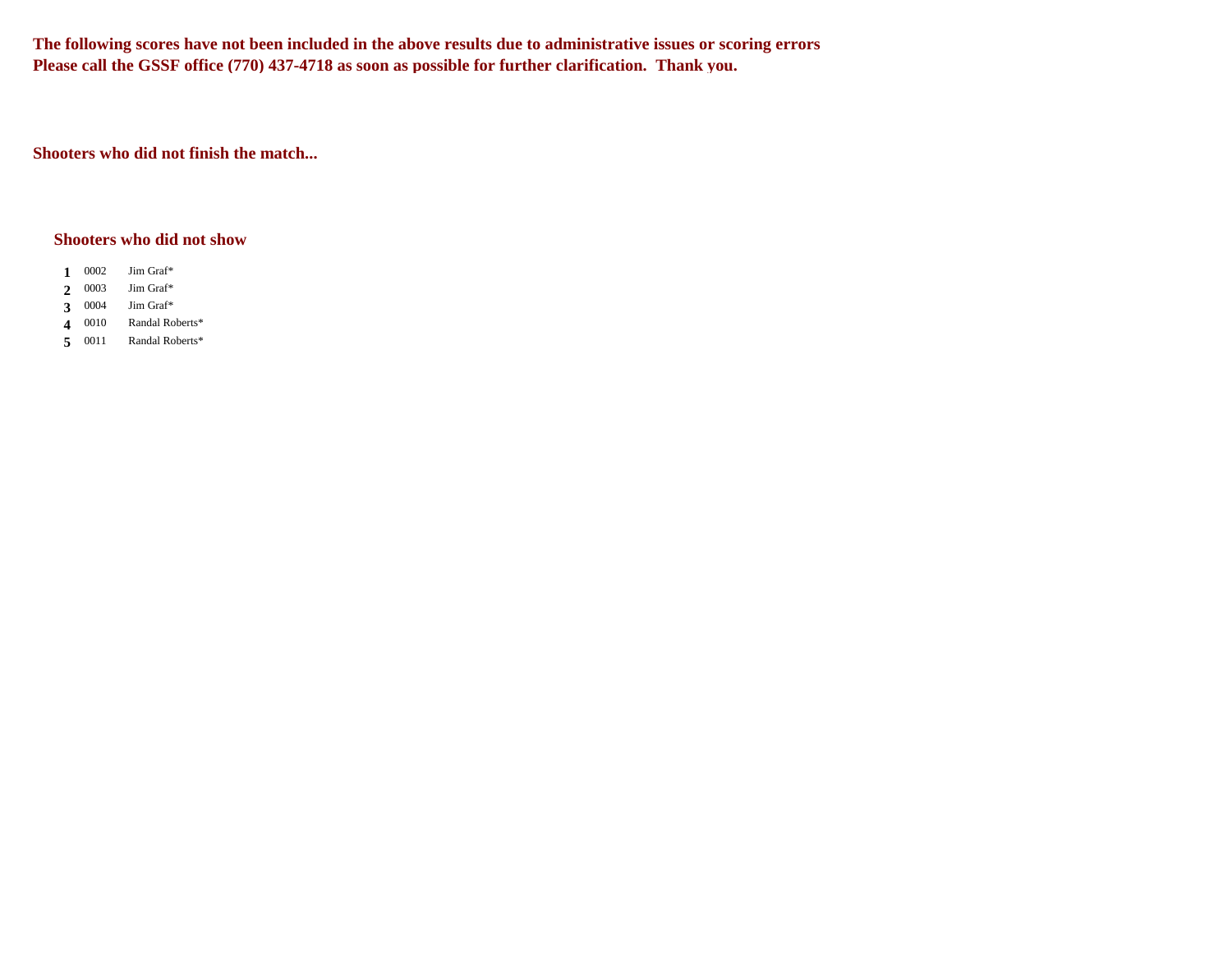**The following scores have not been included in the above results due to administrative issues or scoring errors**
**Please call the GSSF office (770) 437-4718 as soon as possible for further clarification. Thank you.**

**Shooters who did not finish the match...**

**Shooters who did not show**

| | | |
|---|---|---|
| **1** | 0002 | Jim Graf* |
| **2** | 0003 | Jim Graf* |
| **3** | 0004 | Jim Graf* |
| **4** | 0010 | Randal Roberts* |
| **5** | 0011 | Randal Roberts* |